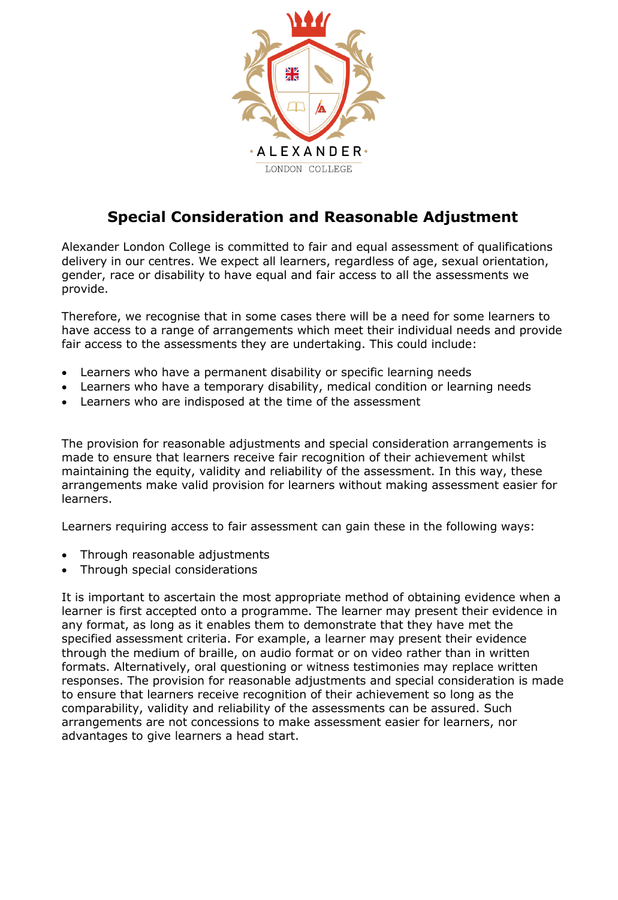# Special Consideration and Reasonable Adjustment

Alexander London College is committed to fair and equal assessment of qualifications delivery in our centres. We expect all learners, regardless of age, sexual orientation, gender, race or disability to have equal and fair access to all the assessments we provide.

Therefore, we recognise that in some cases there will be a need for some learners to have access to a range of arrangements which meet their individual needs and provide fair access to the assessments they are undertaking. This could include:

- Learners who have a permanent disability or specific learning needs
- Learners who have a temporary disability, medical condition or learning needs
- Learners who are indisposed at the time of the assessment

The provision for reasonable adjustments and special consideration arrangements is made to ensure that learners receive fair recognition of their achievement whilst maintaining the equity, validity and reliability of the assessment. In this way, these arrangements make valid provision for learners without making assessment easier for learners.

Learners requiring access to fair assessment can gain these in the following ways:

- Through reasonable adjustments
- Through special considerations

It is important to ascertain the most appropriate method of obtaining evidence when a learner is first accepted onto a programme. The learner may present their evidence in any format, as long as it enables them to demonstrate that they have met the specified assessment criteria. For example, a learner may present their evidence through the medium of braille, on audio format or on video rather than in written formats. Alternatively, oral questioning or witness testimonies may replace written responses. The provision for reasonable adjustments and special consideration is made to ensure that learners receive recognition of their achievement so long as the comparability, validity and reliability of the assessments can be assured. Such arrangements are not concessions to make assessment easier for learners, nor advantages to give learners a head start.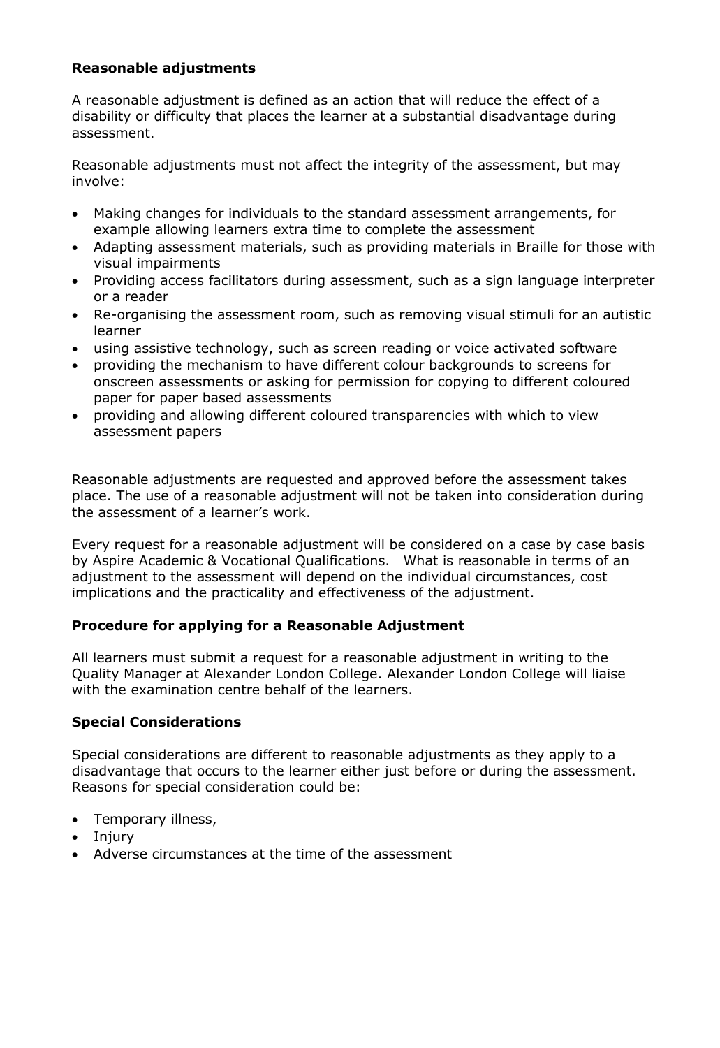**Reasonable adjustments**

A reasonable adjustment is defined as an action that will reduce the effect of a disability or difficulty that places the learner at a substantial disadvantage during assessment.

Reasonable adjustments must not affect the integrity of the assessment, but may involve:

- Making changes for individuals to the standard assessment arrangements, for example allowing learners extra time to complete the assessment
- Adapting assessment materials, such as providing materials in Braille for those with visual impairments
- Providing access facilitators during assessment, such as a sign language interpreter or a reader
- Re-organising the assessment room, such as removing visual stimuli for an autistic learner
- using assistive technology, such as screen reading or voice activated software
- providing the mechanism to have different colour backgrounds to screens for onscreen assessments or asking for permission for copying to different coloured paper for paper based assessments
- providing and allowing different coloured transparencies with which to view assessment papers

Reasonable adjustments are requested and approved before the assessment takes place. The use of a reasonable adjustment will not be taken into consideration during the assessment of a learner's work.

Every request for a reasonable adjustment will be considered on a case by case basis by Aspire Academic & Vocational Qualifications. What is reasonable in terms of an adjustment to the assessment will depend on the individual circumstances, cost implications and the practicality and effectiveness of the adjustment.

**Procedure for applying for a Reasonable Adjustment**

All learners must submit a request for a reasonable adjustment in writing to the Quality Manager at Alexander London College. Alexander London College will liaise with the examination centre behalf of the learners.

**Special Considerations**

Special considerations are different to reasonable adjustments as they apply to a disadvantage that occurs to the learner either just before or during the assessment. Reasons for special consideration could be:

- Temporary illness,
- Injury
- Adverse circumstances at the time of the assessment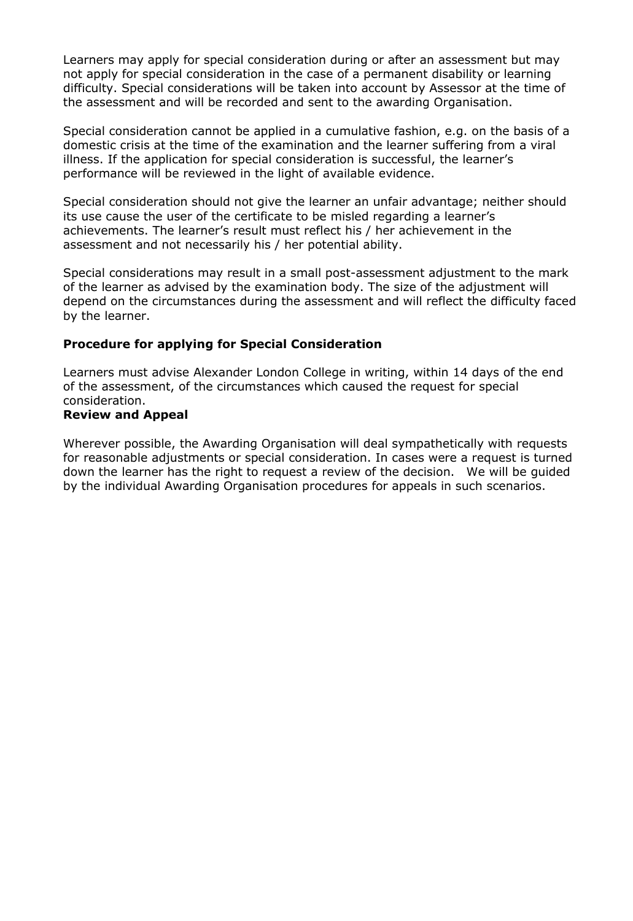Learners may apply for special consideration during or after an assessment but may not apply for special consideration in the case of a permanent disability or learning difficulty. Special considerations will be taken into account by Assessor at the time of the assessment and will be recorded and sent to the awarding Organisation.

Special consideration cannot be applied in a cumulative fashion, e.g. on the basis of a domestic crisis at the time of the examination and the learner suffering from a viral illness. If the application for special consideration is successful, the learner's performance will be reviewed in the light of available evidence.

Special consideration should not give the learner an unfair advantage; neither should its use cause the user of the certificate to be misled regarding a learner's achievements. The learner's result must reflect his / her achievement in the assessment and not necessarily his / her potential ability.

Special considerations may result in a small post-assessment adjustment to the mark of the learner as advised by the examination body. The size of the adjustment will depend on the circumstances during the assessment and will reflect the difficulty faced by the learner.

**Procedure for applying for Special Consideration**

Learners must advise Alexander London College in writing, within 14 days of the end of the assessment, of the circumstances which caused the request for special consideration.

**Review and Appeal**

Wherever possible, the Awarding Organisation will deal sympathetically with requests for reasonable adjustments or special consideration. In cases were a request is turned down the learner has the right to request a review of the decision. We will be guided by the individual Awarding Organisation procedures for appeals in such scenarios.